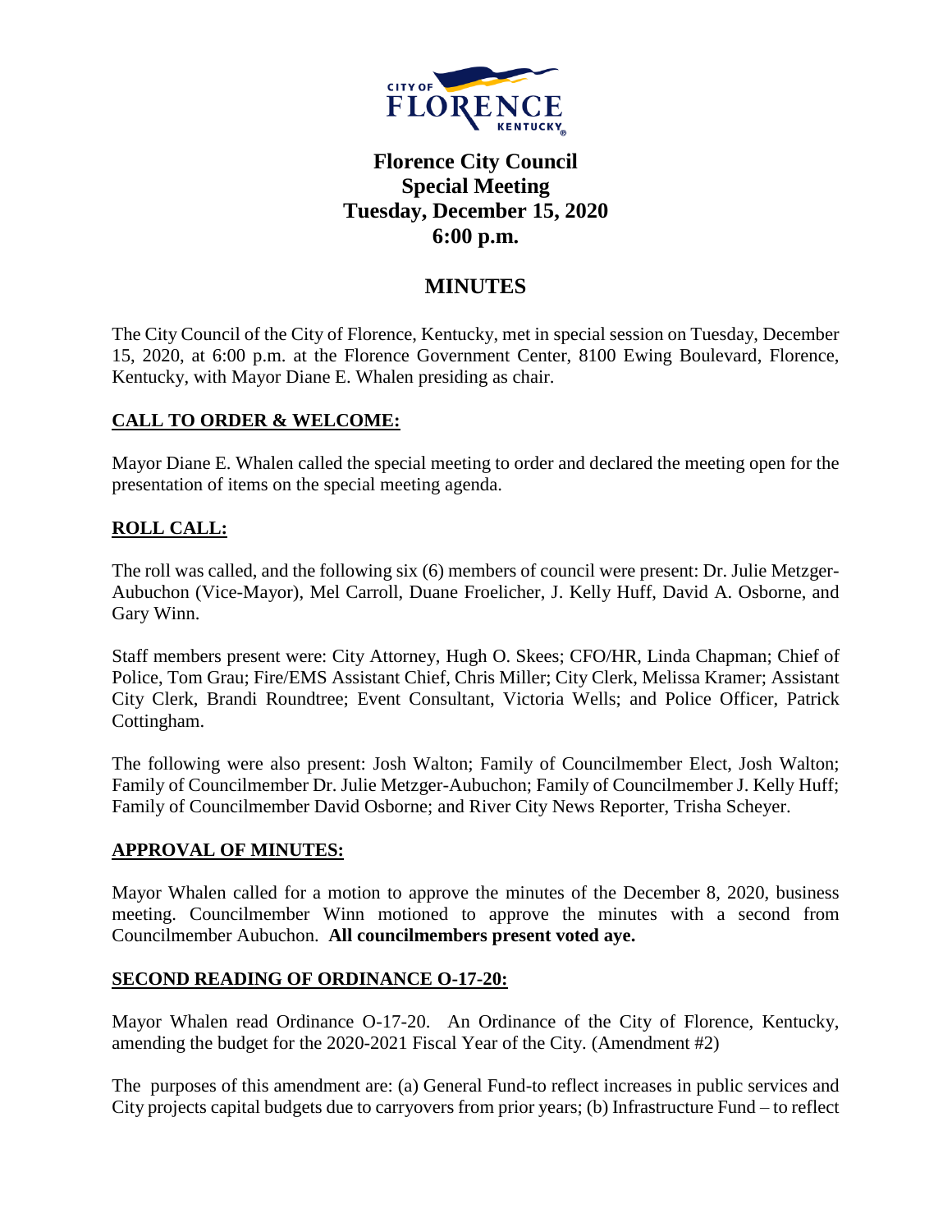# Florence City Council
## Special Meeting
## Tuesday, December 15, 2020
## 6:00 p.m.

## MINUTES

The City Council of the City of Florence, Kentucky, met in special session on Tuesday, December 15, 2020, at 6:00 p.m. at the Florence Government Center, 8100 Ewing Boulevard, Florence, Kentucky, with Mayor Diane E. Whalen presiding as chair.

### CALL TO ORDER & WELCOME:

Mayor Diane E. Whalen called the special meeting to order and declared the meeting open for the presentation of items on the special meeting agenda.

### ROLL CALL:

The roll was called, and the following six (6) members of council were present: Dr. Julie Metzger-Aubuchon (Vice-Mayor), Mel Carroll, Duane Froelicher, J. Kelly Huff, David A. Osborne, and Gary Winn.

Staff members present were: City Attorney, Hugh O. Skees; CFO/HR, Linda Chapman; Chief of Police, Tom Grau; Fire/EMS Assistant Chief, Chris Miller; City Clerk, Melissa Kramer; Assistant City Clerk, Brandi Roundtree; Event Consultant, Victoria Wells; and Police Officer, Patrick Cottingham.

The following were also present: Josh Walton; Family of Councilmember Elect, Josh Walton; Family of Councilmember Dr. Julie Metzger-Aubuchon; Family of Councilmember J. Kelly Huff; Family of Councilmember David Osborne; and River City News Reporter, Trisha Scheyer.

### APPROVAL OF MINUTES:

Mayor Whalen called for a motion to approve the minutes of the December 8, 2020, business meeting. Councilmember Winn motioned to approve the minutes with a second from Councilmember Aubuchon. **All councilmembers present voted aye.**

### SECOND READING OF ORDINANCE O-17-20:

Mayor Whalen read Ordinance O-17-20. An Ordinance of the City of Florence, Kentucky, amending the budget for the 2020-2021 Fiscal Year of the City. (Amendment #2)

The purposes of this amendment are: (a) General Fund-to reflect increases in public services and City projects capital budgets due to carryovers from prior years; (b) Infrastructure Fund – to reflect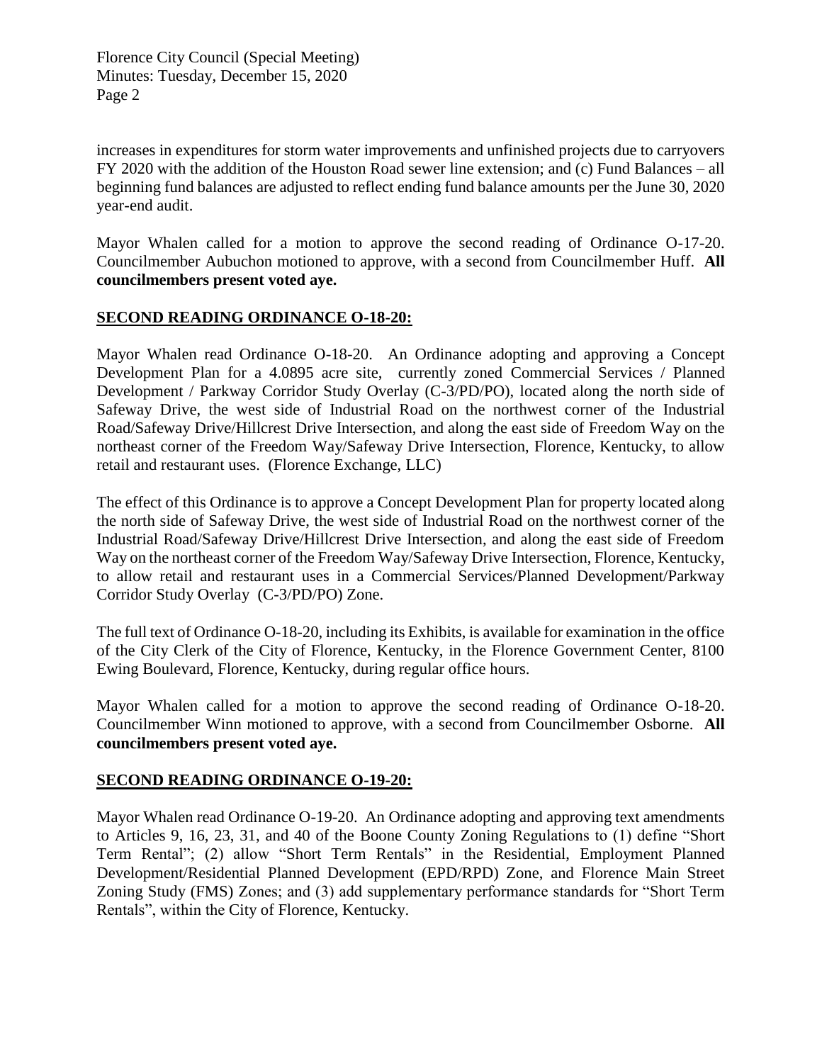increases in expenditures for storm water improvements and unfinished projects due to carryovers FY 2020 with the addition of the Houston Road sewer line extension; and (c) Fund Balances – all beginning fund balances are adjusted to reflect ending fund balance amounts per the June 30, 2020 year-end audit.

Mayor Whalen called for a motion to approve the second reading of Ordinance O-17-20. Councilmember Aubuchon motioned to approve, with a second from Councilmember Huff. **All councilmembers present voted aye.**

## SECOND READING ORDINANCE O-18-20:

Mayor Whalen read Ordinance O-18-20. An Ordinance adopting and approving a Concept Development Plan for a 4.0895 acre site, currently zoned Commercial Services / Planned Development / Parkway Corridor Study Overlay (C-3/PD/PO), located along the north side of Safeway Drive, the west side of Industrial Road on the northwest corner of the Industrial Road/Safeway Drive/Hillcrest Drive Intersection, and along the east side of Freedom Way on the northeast corner of the Freedom Way/Safeway Drive Intersection, Florence, Kentucky, to allow retail and restaurant uses. (Florence Exchange, LLC)

The effect of this Ordinance is to approve a Concept Development Plan for property located along the north side of Safeway Drive, the west side of Industrial Road on the northwest corner of the Industrial Road/Safeway Drive/Hillcrest Drive Intersection, and along the east side of Freedom Way on the northeast corner of the Freedom Way/Safeway Drive Intersection, Florence, Kentucky, to allow retail and restaurant uses in a Commercial Services/Planned Development/Parkway Corridor Study Overlay (C-3/PD/PO) Zone.

The full text of Ordinance O-18-20, including its Exhibits, is available for examination in the office of the City Clerk of the City of Florence, Kentucky, in the Florence Government Center, 8100 Ewing Boulevard, Florence, Kentucky, during regular office hours.

Mayor Whalen called for a motion to approve the second reading of Ordinance O-18-20. Councilmember Winn motioned to approve, with a second from Councilmember Osborne. **All councilmembers present voted aye.**

## SECOND READING ORDINANCE O-19-20:

Mayor Whalen read Ordinance O-19-20. An Ordinance adopting and approving text amendments to Articles 9, 16, 23, 31, and 40 of the Boone County Zoning Regulations to (1) define "Short Term Rental"; (2) allow "Short Term Rentals" in the Residential, Employment Planned Development/Residential Planned Development (EPD/RPD) Zone, and Florence Main Street Zoning Study (FMS) Zones; and (3) add supplementary performance standards for "Short Term Rentals", within the City of Florence, Kentucky.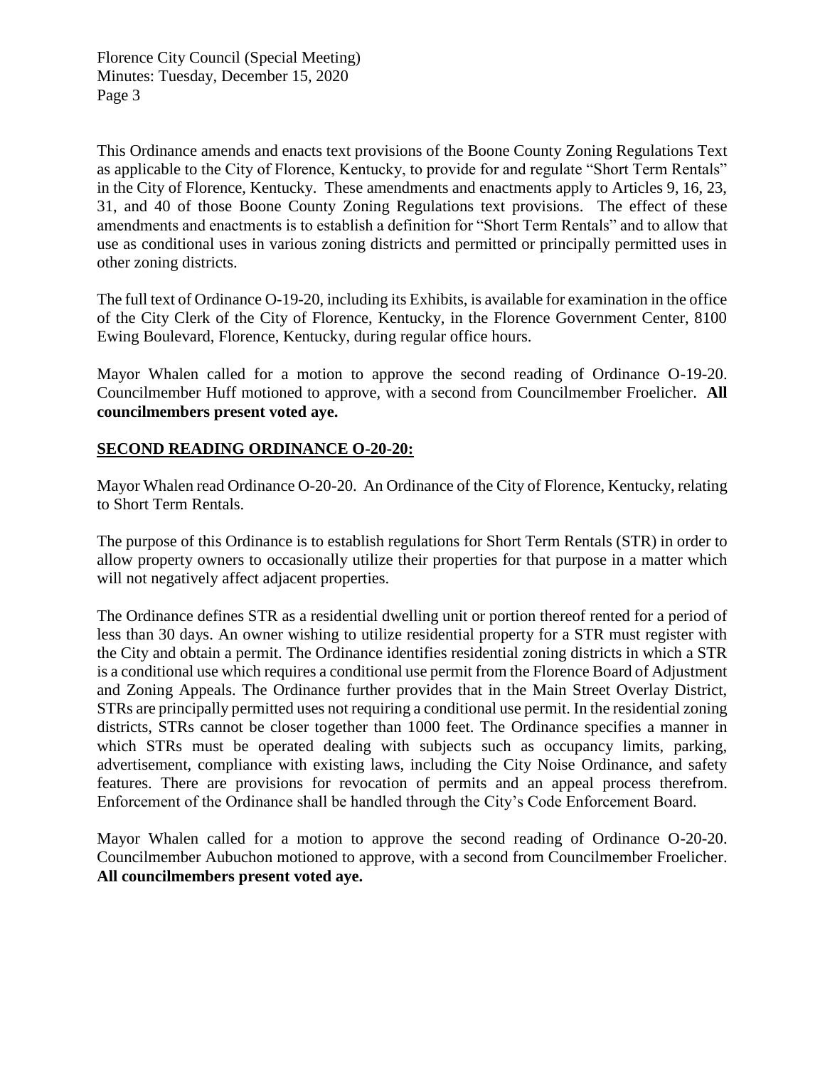This Ordinance amends and enacts text provisions of the Boone County Zoning Regulations Text as applicable to the City of Florence, Kentucky, to provide for and regulate "Short Term Rentals" in the City of Florence, Kentucky. These amendments and enactments apply to Articles 9, 16, 23, 31, and 40 of those Boone County Zoning Regulations text provisions. The effect of these amendments and enactments is to establish a definition for "Short Term Rentals" and to allow that use as conditional uses in various zoning districts and permitted or principally permitted uses in other zoning districts.

The full text of Ordinance O-19-20, including its Exhibits, is available for examination in the office of the City Clerk of the City of Florence, Kentucky, in the Florence Government Center, 8100 Ewing Boulevard, Florence, Kentucky, during regular office hours.

Mayor Whalen called for a motion to approve the second reading of Ordinance O-19-20. Councilmember Huff motioned to approve, with a second from Councilmember Froelicher. **All councilmembers present voted aye.**

## SECOND READING ORDINANCE O-20-20:

Mayor Whalen read Ordinance O-20-20. An Ordinance of the City of Florence, Kentucky, relating to Short Term Rentals.

The purpose of this Ordinance is to establish regulations for Short Term Rentals (STR) in order to allow property owners to occasionally utilize their properties for that purpose in a matter which will not negatively affect adjacent properties.

The Ordinance defines STR as a residential dwelling unit or portion thereof rented for a period of less than 30 days. An owner wishing to utilize residential property for a STR must register with the City and obtain a permit. The Ordinance identifies residential zoning districts in which a STR is a conditional use which requires a conditional use permit from the Florence Board of Adjustment and Zoning Appeals. The Ordinance further provides that in the Main Street Overlay District, STRs are principally permitted uses not requiring a conditional use permit. In the residential zoning districts, STRs cannot be closer together than 1000 feet. The Ordinance specifies a manner in which STRs must be operated dealing with subjects such as occupancy limits, parking, advertisement, compliance with existing laws, including the City Noise Ordinance, and safety features. There are provisions for revocation of permits and an appeal process therefrom. Enforcement of the Ordinance shall be handled through the City's Code Enforcement Board.

Mayor Whalen called for a motion to approve the second reading of Ordinance O-20-20. Councilmember Aubuchon motioned to approve, with a second from Councilmember Froelicher. **All councilmembers present voted aye.**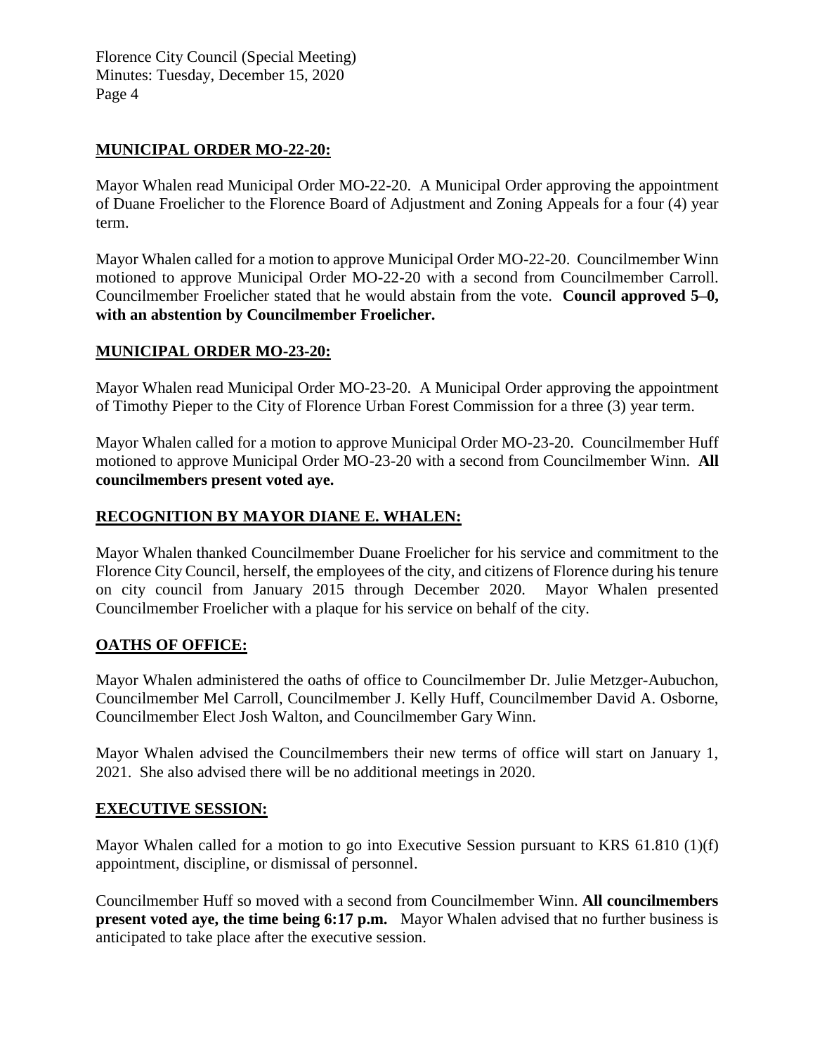## MUNICIPAL ORDER MO-22-20:

Mayor Whalen read Municipal Order MO-22-20. A Municipal Order approving the appointment of Duane Froelicher to the Florence Board of Adjustment and Zoning Appeals for a four (4) year term.

Mayor Whalen called for a motion to approve Municipal Order MO-22-20. Councilmember Winn motioned to approve Municipal Order MO-22-20 with a second from Councilmember Carroll. Councilmember Froelicher stated that he would abstain from the vote. **Council approved 5–0, with an abstention by Councilmember Froelicher.**

## MUNICIPAL ORDER MO-23-20:

Mayor Whalen read Municipal Order MO-23-20. A Municipal Order approving the appointment of Timothy Pieper to the City of Florence Urban Forest Commission for a three (3) year term.

Mayor Whalen called for a motion to approve Municipal Order MO-23-20. Councilmember Huff motioned to approve Municipal Order MO-23-20 with a second from Councilmember Winn. **All councilmembers present voted aye.**

## RECOGNITION BY MAYOR DIANE E. WHALEN:

Mayor Whalen thanked Councilmember Duane Froelicher for his service and commitment to the Florence City Council, herself, the employees of the city, and citizens of Florence during his tenure on city council from January 2015 through December 2020. Mayor Whalen presented Councilmember Froelicher with a plaque for his service on behalf of the city.

## OATHS OF OFFICE:

Mayor Whalen administered the oaths of office to Councilmember Dr. Julie Metzger-Aubuchon, Councilmember Mel Carroll, Councilmember J. Kelly Huff, Councilmember David A. Osborne, Councilmember Elect Josh Walton, and Councilmember Gary Winn.

Mayor Whalen advised the Councilmembers their new terms of office will start on January 1, 2021. She also advised there will be no additional meetings in 2020.

## EXECUTIVE SESSION:

Mayor Whalen called for a motion to go into Executive Session pursuant to KRS 61.810 (1)(f) appointment, discipline, or dismissal of personnel.

Councilmember Huff so moved with a second from Councilmember Winn. **All councilmembers present voted aye, the time being 6:17 p.m.** Mayor Whalen advised that no further business is anticipated to take place after the executive session.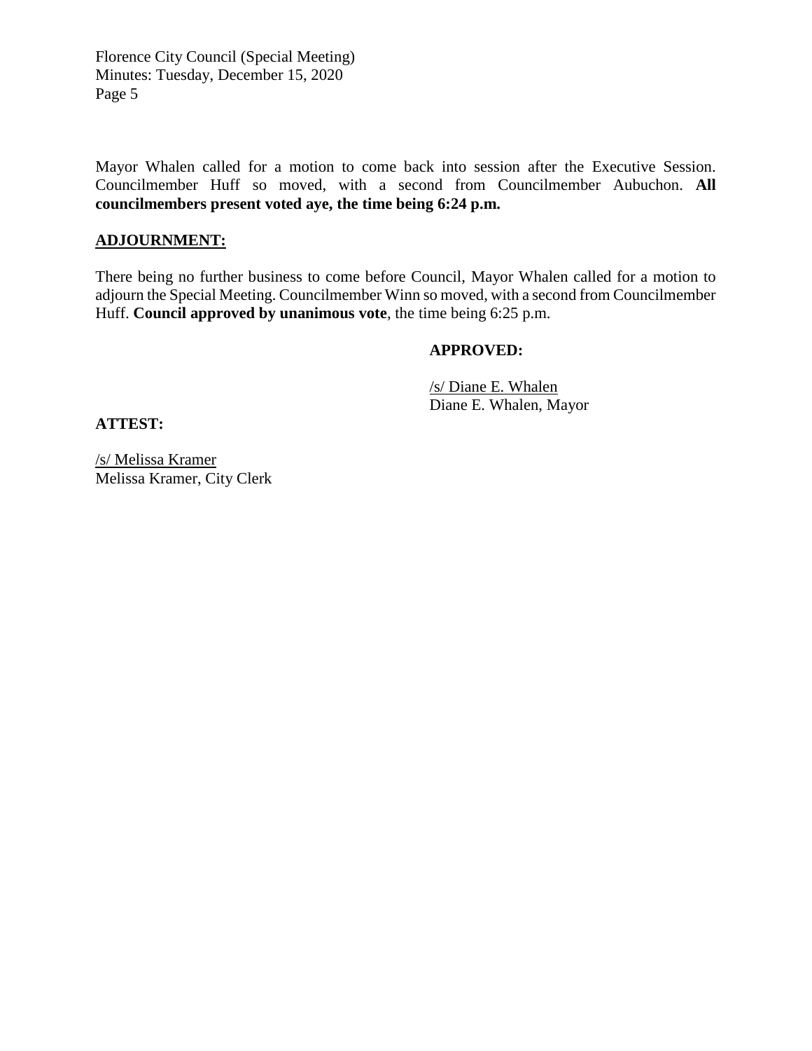Mayor Whalen called for a motion to come back into session after the Executive Session. Councilmember Huff so moved, with a second from Councilmember Aubuchon. **All councilmembers present voted aye, the time being 6:24 p.m.**

## ADJOURNMENT:

There being no further business to come before Council, Mayor Whalen called for a motion to adjourn the Special Meeting. Councilmember Winn so moved, with a second from Councilmember Huff. **Council approved by unanimous vote**, the time being 6:25 p.m.

**APPROVED:**

/s/ Diane E. Whalen
Diane E. Whalen, Mayor

**ATTEST:**

/s/ Melissa Kramer
Melissa Kramer, City Clerk